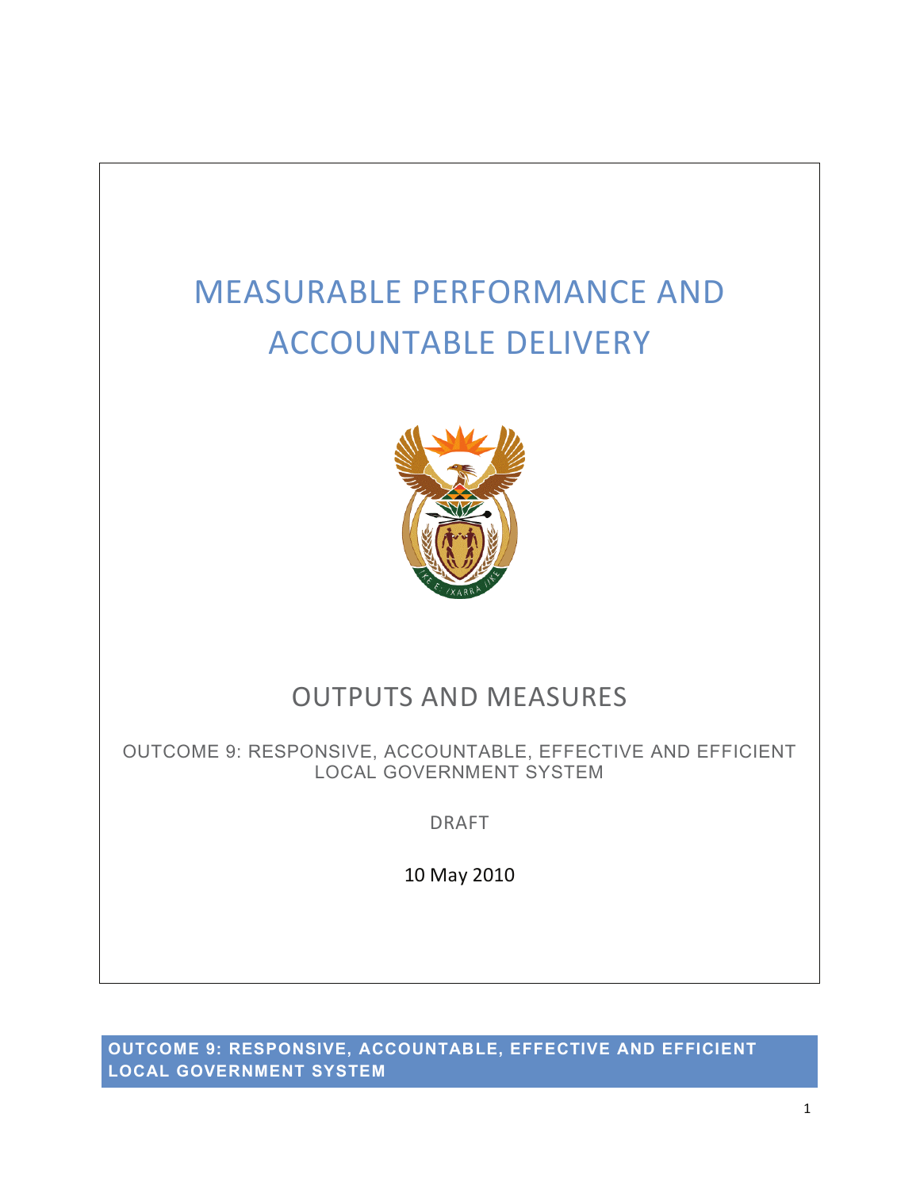# MEASURABLE PERFORMANCE AND ACCOUNTABLE DELIVERY

## OUTPUTS AND MEASURES

OUTCOME 9: RESPONSIVE, ACCOUNTABLE, EFFECTIVE AND EFFICIENT LOCAL GOVERNMENT SYSTEM

DRAFT

10 May 2010

## OUTCOME 9: RESPONSIVE, ACCOUNTABLE, EFFECTIVE AND EFFICIENT LOCAL GOVERNMENT SYSTEM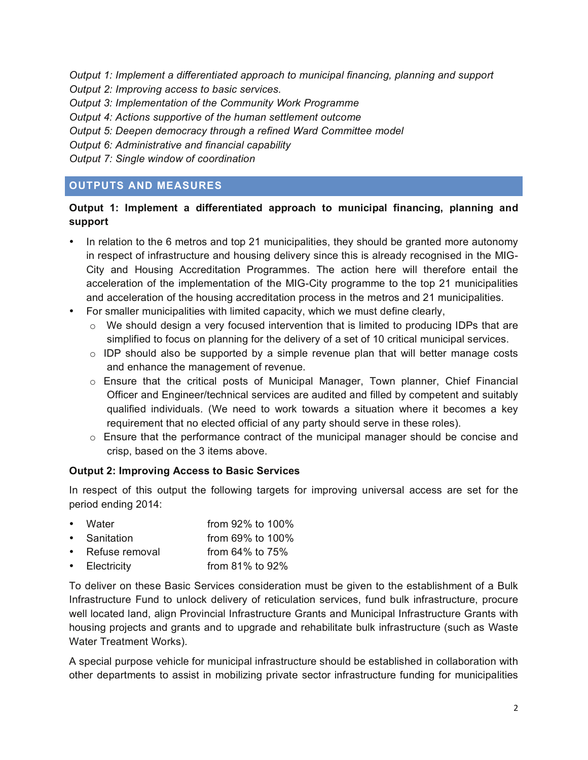*Output 1: Implement a differentiated approach to municipal financing, planning and support*
*Output 2: Improving access to basic services.*
*Output 3: Implementation of the Community Work Programme*
*Output 4: Actions supportive of the human settlement outcome*
*Output 5: Deepen democracy through a refined Ward Committee model*
*Output 6: Administrative and financial capability*
*Output 7: Single window of coordination*

## OUTPUTS AND MEASURES

**Output 1: Implement a differentiated approach to municipal financing, planning and support**

- In relation to the 6 metros and top 21 municipalities, they should be granted more autonomy in respect of infrastructure and housing delivery since this is already recognised in the MIG-City and Housing Accreditation Programmes. The action here will therefore entail the acceleration of the implementation of the MIG-City programme to the top 21 municipalities and acceleration of the housing accreditation process in the metros and 21 municipalities.
- For smaller municipalities with limited capacity, which we must define clearly,
  - We should design a very focused intervention that is limited to producing IDPs that are simplified to focus on planning for the delivery of a set of 10 critical municipal services.
  - IDP should also be supported by a simple revenue plan that will better manage costs and enhance the management of revenue.
  - Ensure that the critical posts of Municipal Manager, Town planner, Chief Financial Officer and Engineer/technical services are audited and filled by competent and suitably qualified individuals. (We need to work towards a situation where it becomes a key requirement that no elected official of any party should serve in these roles).
  - Ensure that the performance contract of the municipal manager should be concise and crisp, based on the 3 items above.

**Output 2: Improving Access to Basic Services**

In respect of this output the following targets for improving universal access are set for the period ending 2014:

- Water from 92% to 100%
- Sanitation from 69% to 100%
- Refuse removal from 64% to 75%
- Electricity from 81% to 92%

To deliver on these Basic Services consideration must be given to the establishment of a Bulk Infrastructure Fund to unlock delivery of reticulation services, fund bulk infrastructure, procure well located land, align Provincial Infrastructure Grants and Municipal Infrastructure Grants with housing projects and grants and to upgrade and rehabilitate bulk infrastructure (such as Waste Water Treatment Works).

A special purpose vehicle for municipal infrastructure should be established in collaboration with other departments to assist in mobilizing private sector infrastructure funding for municipalities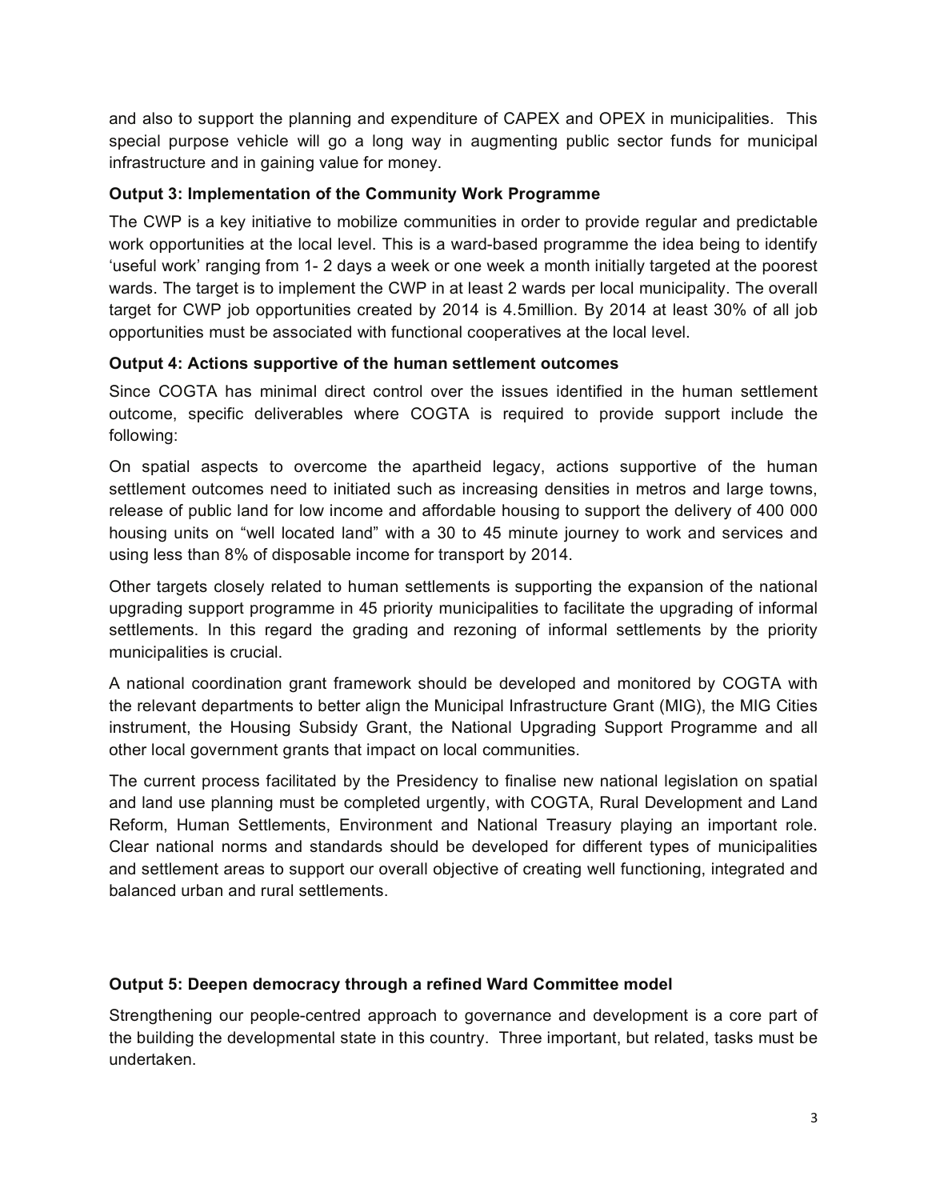and also to support the planning and expenditure of CAPEX and OPEX in municipalities. This special purpose vehicle will go a long way in augmenting public sector funds for municipal infrastructure and in gaining value for money.

**Output 3: Implementation of the Community Work Programme**

The CWP is a key initiative to mobilize communities in order to provide regular and predictable work opportunities at the local level. This is a ward-based programme the idea being to identify 'useful work' ranging from 1- 2 days a week or one week a month initially targeted at the poorest wards. The target is to implement the CWP in at least 2 wards per local municipality. The overall target for CWP job opportunities created by 2014 is 4.5million. By 2014 at least 30% of all job opportunities must be associated with functional cooperatives at the local level.

**Output 4: Actions supportive of the human settlement outcomes**

Since COGTA has minimal direct control over the issues identified in the human settlement outcome, specific deliverables where COGTA is required to provide support include the following:

On spatial aspects to overcome the apartheid legacy, actions supportive of the human settlement outcomes need to initiated such as increasing densities in metros and large towns, release of public land for low income and affordable housing to support the delivery of 400 000 housing units on "well located land" with a 30 to 45 minute journey to work and services and using less than 8% of disposable income for transport by 2014.

Other targets closely related to human settlements is supporting the expansion of the national upgrading support programme in 45 priority municipalities to facilitate the upgrading of informal settlements. In this regard the grading and rezoning of informal settlements by the priority municipalities is crucial.

A national coordination grant framework should be developed and monitored by COGTA with the relevant departments to better align the Municipal Infrastructure Grant (MIG), the MIG Cities instrument, the Housing Subsidy Grant, the National Upgrading Support Programme and all other local government grants that impact on local communities.

The current process facilitated by the Presidency to finalise new national legislation on spatial and land use planning must be completed urgently, with COGTA, Rural Development and Land Reform, Human Settlements, Environment and National Treasury playing an important role. Clear national norms and standards should be developed for different types of municipalities and settlement areas to support our overall objective of creating well functioning, integrated and balanced urban and rural settlements.

**Output 5: Deepen democracy through a refined Ward Committee model**

Strengthening our people-centred approach to governance and development is a core part of the building the developmental state in this country. Three important, but related, tasks must be undertaken.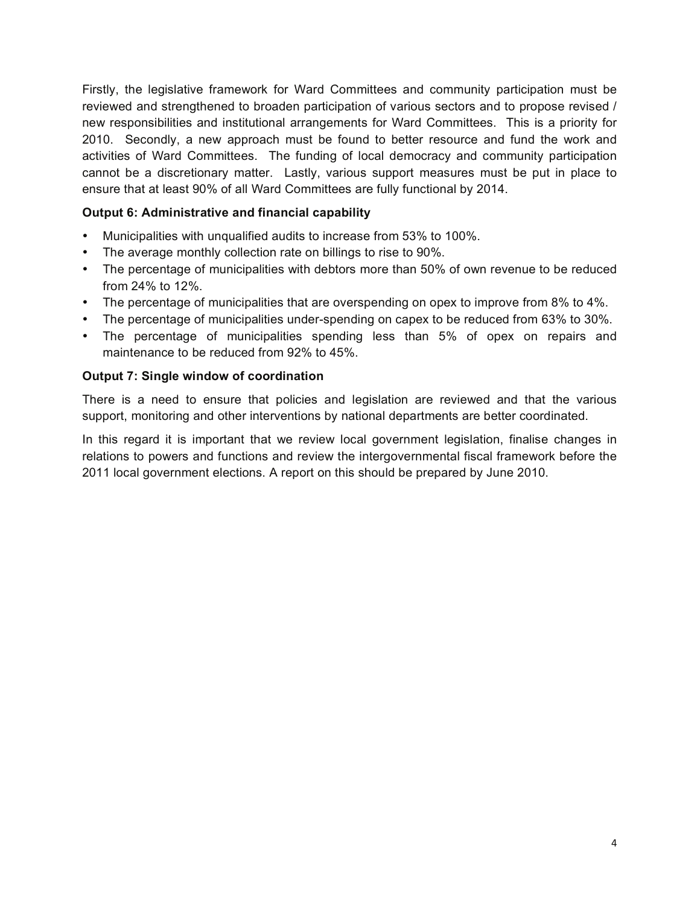Firstly, the legislative framework for Ward Committees and community participation must be reviewed and strengthened to broaden participation of various sectors and to propose revised / new responsibilities and institutional arrangements for Ward Committees. This is a priority for 2010. Secondly, a new approach must be found to better resource and fund the work and activities of Ward Committees. The funding of local democracy and community participation cannot be a discretionary matter. Lastly, various support measures must be put in place to ensure that at least 90% of all Ward Committees are fully functional by 2014.

**Output 6: Administrative and financial capability**

- Municipalities with unqualified audits to increase from 53% to 100%.
- The average monthly collection rate on billings to rise to 90%.
- The percentage of municipalities with debtors more than 50% of own revenue to be reduced from 24% to 12%.
- The percentage of municipalities that are overspending on opex to improve from 8% to 4%.
- The percentage of municipalities under-spending on capex to be reduced from 63% to 30%.
- The percentage of municipalities spending less than 5% of opex on repairs and maintenance to be reduced from 92% to 45%.

**Output 7: Single window of coordination**

There is a need to ensure that policies and legislation are reviewed and that the various support, monitoring and other interventions by national departments are better coordinated.

In this regard it is important that we review local government legislation, finalise changes in relations to powers and functions and review the intergovernmental fiscal framework before the 2011 local government elections. A report on this should be prepared by June 2010.